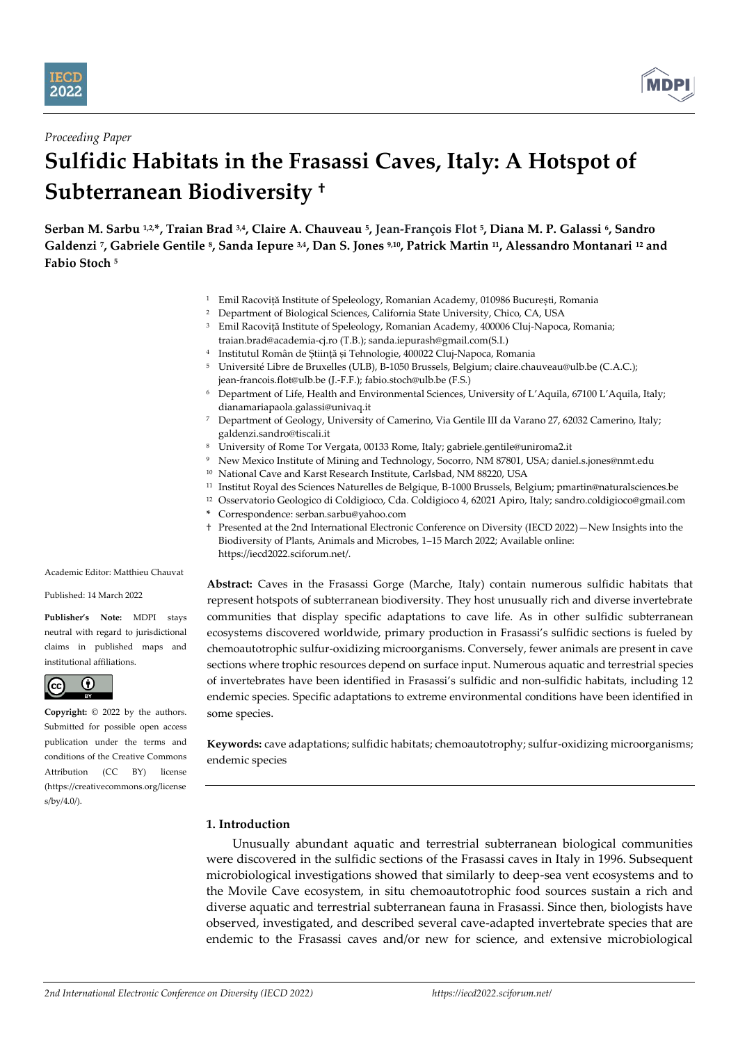*Proceeding Paper*

# Sulfidic Habitats in the Frasassi Caves, Italy: A Hotspot of Subterranean Biodiversity †

**Serban M. Sarbu [1,2,*], Traian Brad [3,4], Claire A. Chauveau [5], Jean-François Flot [5], Diana M. P. Galassi [6], Sandro Galdenzi [7], Gabriele Gentile [8], Sanda Iepure [3,4], Dan S. Jones [9,10], Patrick Martin [11], Alessandro Montanari [12] and Fabio Stoch [5]**

[1] Emil Racoviță Institute of Speleology, Romanian Academy, 010986 București, Romania
[2] Department of Biological Sciences, California State University, Chico, CA, USA
[3] Emil Racoviță Institute of Speleology, Romanian Academy, 400006 Cluj-Napoca, Romania; traian.brad@academia-cj.ro (T.B.); sanda.iepurash@gmail.com(S.I.)
[4] Institutul Român de Știință și Tehnologie, 400022 Cluj-Napoca, Romania
[5] Université Libre de Bruxelles (ULB), B-1050 Brussels, Belgium; claire.chauveau@ulb.be (C.A.C.); jean-francois.flot@ulb.be (J.-F.F.); fabio.stoch@ulb.be (F.S.)
[6] Department of Life, Health and Environmental Sciences, University of L'Aquila, 67100 L'Aquila, Italy; dianamariapaola.galassi@univaq.it
[7] Department of Geology, University of Camerino, Via Gentile III da Varano 27, 62032 Camerino, Italy; galdenzi.sandro@tiscali.it
[8] University of Rome Tor Vergata, 00133 Rome, Italy; gabriele.gentile@uniroma2.it
[9] New Mexico Institute of Mining and Technology, Socorro, NM 87801, USA; daniel.s.jones@nmt.edu
[10] National Cave and Karst Research Institute, Carlsbad, NM 88220, USA
[11] Institut Royal des Sciences Naturelles de Belgique, B-1000 Brussels, Belgium; pmartin@naturalsciences.be
[12] Osservatorio Geologico di Coldigioco, Cda. Coldigioco 4, 62021 Apiro, Italy; sandro.coldigioco@gmail.com
\* Correspondence: serban.sarbu@yahoo.com
† Presented at the 2nd International Electronic Conference on Diversity (IECD 2022)—New Insights into the Biodiversity of Plants, Animals and Microbes, 1–15 March 2022; Available online: https://iecd2022.sciforum.net/.

Academic Editor: Matthieu Chauvat

Published: 14 March 2022

**Publisher's Note:** MDPI stays neutral with regard to jurisdictional claims in published maps and institutional affiliations.

**Copyright:** © 2022 by the authors. Submitted for possible open access publication under the terms and conditions of the Creative Commons Attribution (CC BY) license (https://creativecommons.org/licenses/by/4.0/).

**Abstract:** Caves in the Frasassi Gorge (Marche, Italy) contain numerous sulfidic habitats that represent hotspots of subterranean biodiversity. They host unusually rich and diverse invertebrate communities that display specific adaptations to cave life. As in other sulfidic subterranean ecosystems discovered worldwide, primary production in Frasassi's sulfidic sections is fueled by chemoautotrophic sulfur-oxidizing microorganisms. Conversely, fewer animals are present in cave sections where trophic resources depend on surface input. Numerous aquatic and terrestrial species of invertebrates have been identified in Frasassi's sulfidic and non-sulfidic habitats, including 12 endemic species. Specific adaptations to extreme environmental conditions have been identified in some species.

**Keywords:** cave adaptations; sulfidic habitats; chemoautotrophy; sulfur-oxidizing microorganisms; endemic species

## 1. Introduction

Unusually abundant aquatic and terrestrial subterranean biological communities were discovered in the sulfidic sections of the Frasassi caves in Italy in 1996. Subsequent microbiological investigations showed that similarly to deep-sea vent ecosystems and to the Movile Cave ecosystem, in situ chemoautotrophic food sources sustain a rich and diverse aquatic and terrestrial subterranean fauna in Frasassi. Since then, biologists have observed, investigated, and described several cave-adapted invertebrate species that are endemic to the Frasassi caves and/or new for science, and extensive microbiological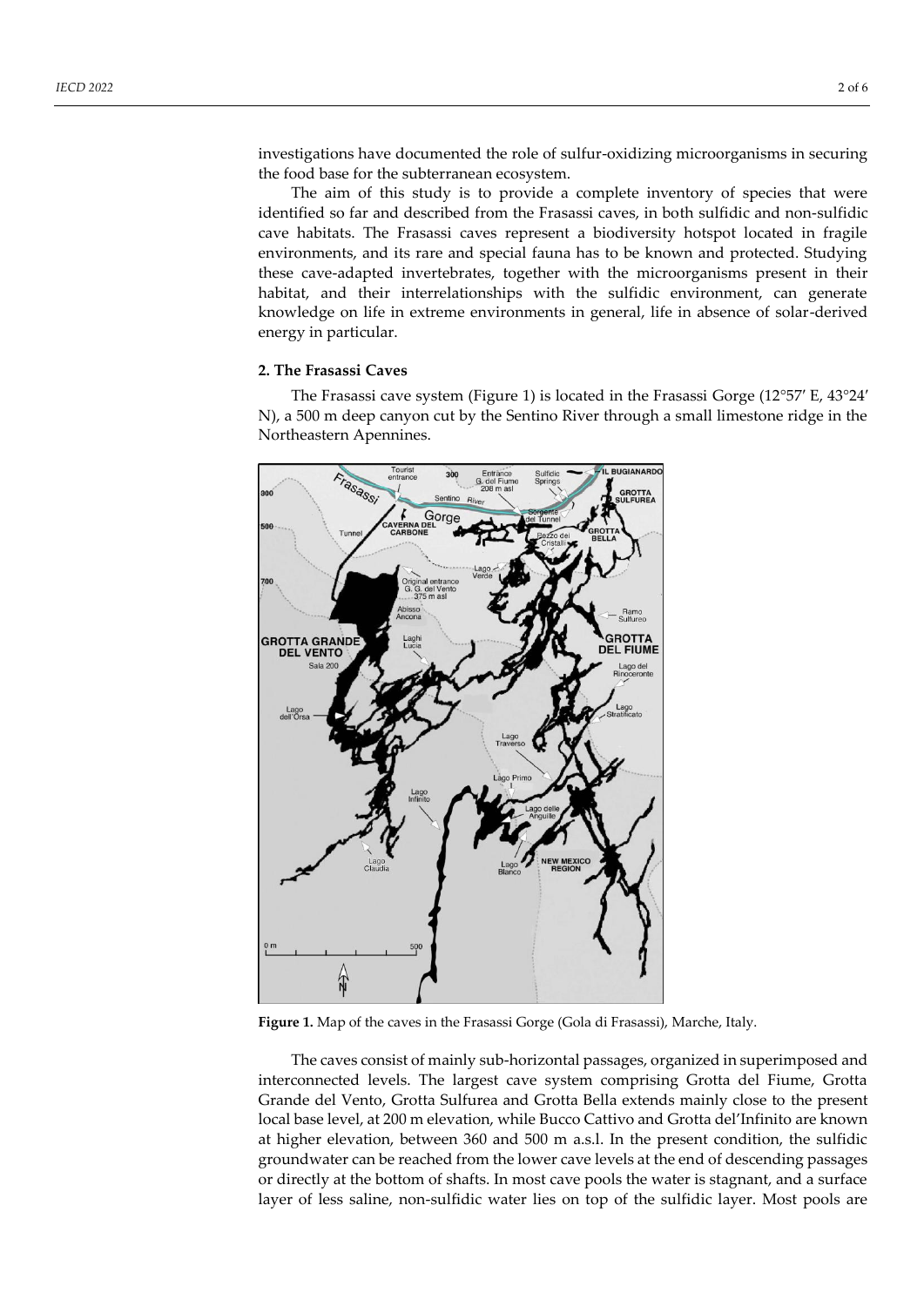investigations have documented the role of sulfur-oxidizing microorganisms in securing the food base for the subterranean ecosystem.

The aim of this study is to provide a complete inventory of species that were identified so far and described from the Frasassi caves, in both sulfidic and non-sulfidic cave habitats. The Frasassi caves represent a biodiversity hotspot located in fragile environments, and its rare and special fauna has to be known and protected. Studying these cave-adapted invertebrates, together with the microorganisms present in their habitat, and their interrelationships with the sulfidic environment, can generate knowledge on life in extreme environments in general, life in absence of solar-derived energy in particular.

## 2. The Frasassi Caves

The Frasassi cave system (Figure 1) is located in the Frasassi Gorge (12°57′ E, 43°24′ N), a 500 m deep canyon cut by the Sentino River through a small limestone ridge in the Northeastern Apennines.

**Figure 1.** Map of the caves in the Frasassi Gorge (Gola di Frasassi), Marche, Italy.

The caves consist of mainly sub-horizontal passages, organized in superimposed and interconnected levels. The largest cave system comprising Grotta del Fiume, Grotta Grande del Vento, Grotta Sulfurea and Grotta Bella extends mainly close to the present local base level, at 200 m elevation, while Bucco Cattivo and Grotta del'Infinito are known at higher elevation, between 360 and 500 m a.s.l. In the present condition, the sulfidic groundwater can be reached from the lower cave levels at the end of descending passages or directly at the bottom of shafts. In most cave pools the water is stagnant, and a surface layer of less saline, non-sulfidic water lies on top of the sulfidic layer. Most pools are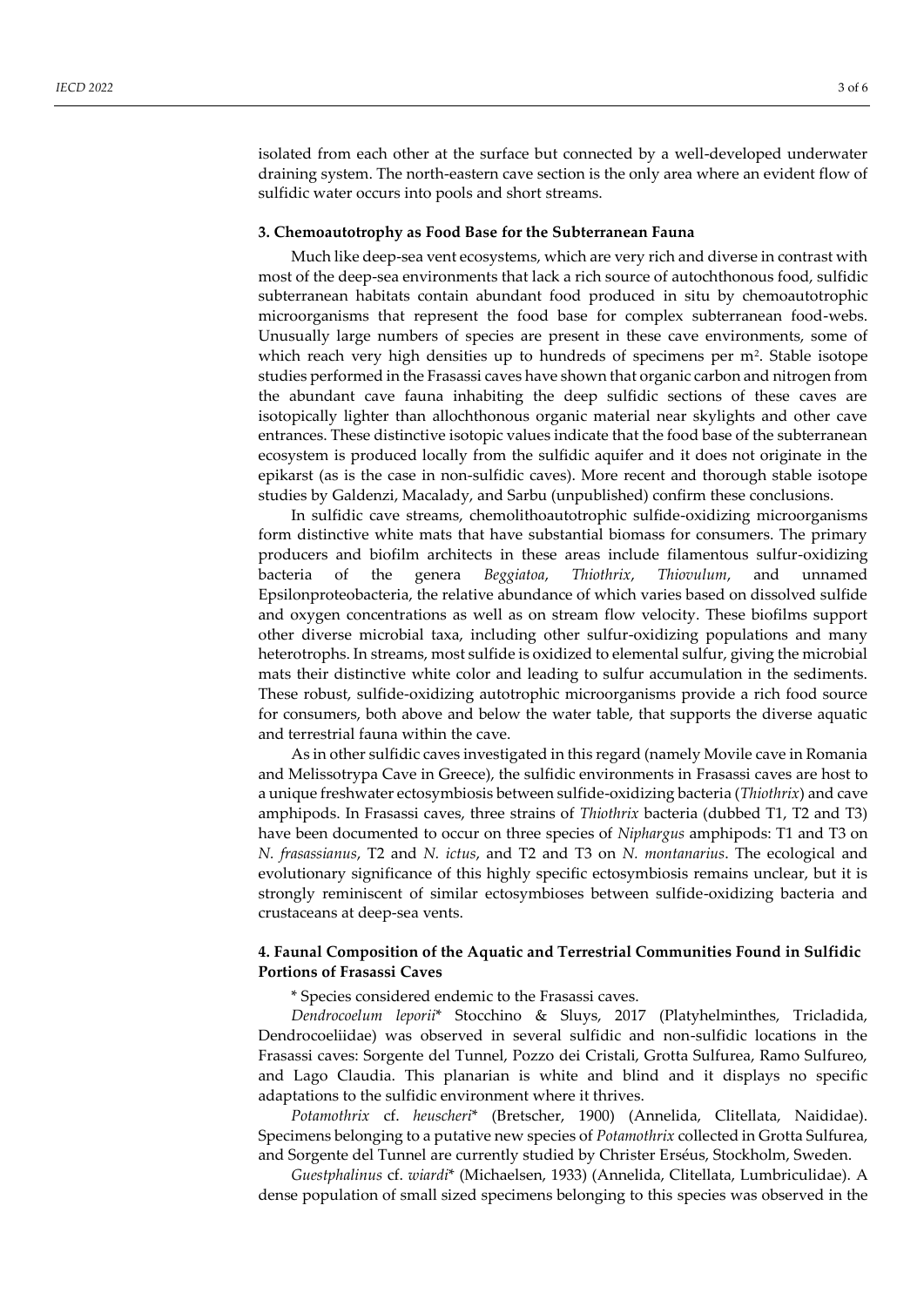isolated from each other at the surface but connected by a well-developed underwater draining system. The north-eastern cave section is the only area where an evident flow of sulfidic water occurs into pools and short streams.

## 3. Chemoautotrophy as Food Base for the Subterranean Fauna

Much like deep-sea vent ecosystems, which are very rich and diverse in contrast with most of the deep-sea environments that lack a rich source of autochthonous food, sulfidic subterranean habitats contain abundant food produced in situ by chemoautotrophic microorganisms that represent the food base for complex subterranean food-webs. Unusually large numbers of species are present in these cave environments, some of which reach very high densities up to hundreds of specimens per $m^2$. Stable isotope studies performed in the Frasassi caves have shown that organic carbon and nitrogen from the abundant cave fauna inhabiting the deep sulfidic sections of these caves are isotopically lighter than allochthonous organic material near skylights and other cave entrances. These distinctive isotopic values indicate that the food base of the subterranean ecosystem is produced locally from the sulfidic aquifer and it does not originate in the epikarst (as is the case in non-sulfidic caves). More recent and thorough stable isotope studies by Galdenzi, Macalady, and Sarbu (unpublished) confirm these conclusions.

In sulfidic cave streams, chemolithoautotrophic sulfide-oxidizing microorganisms form distinctive white mats that have substantial biomass for consumers. The primary producers and biofilm architects in these areas include filamentous sulfur-oxidizing bacteria of the genera *Beggiatoa*, *Thiothrix*, *Thiovulum*, and unnamed Epsilonproteobacteria, the relative abundance of which varies based on dissolved sulfide and oxygen concentrations as well as on stream flow velocity. These biofilms support other diverse microbial taxa, including other sulfur-oxidizing populations and many heterotrophs. In streams, most sulfide is oxidized to elemental sulfur, giving the microbial mats their distinctive white color and leading to sulfur accumulation in the sediments. These robust, sulfide-oxidizing autotrophic microorganisms provide a rich food source for consumers, both above and below the water table, that supports the diverse aquatic and terrestrial fauna within the cave.

As in other sulfidic caves investigated in this regard (namely Movile cave in Romania and Melissotrypa Cave in Greece), the sulfidic environments in Frasassi caves are host to a unique freshwater ectosymbiosis between sulfide-oxidizing bacteria (*Thiothrix*) and cave amphipods. In Frasassi caves, three strains of *Thiothrix* bacteria (dubbed T1, T2 and T3) have been documented to occur on three species of *Niphargus* amphipods: T1 and T3 on *N. frasassianus*, T2 and *N. ictus*, and T2 and T3 on *N. montanarius*. The ecological and evolutionary significance of this highly specific ectosymbiosis remains unclear, but it is strongly reminiscent of similar ectosymbioses between sulfide-oxidizing bacteria and crustaceans at deep-sea vents.

## 4. Faunal Composition of the Aquatic and Terrestrial Communities Found in Sulfidic Portions of Frasassi Caves

\* Species considered endemic to the Frasassi caves.

*Dendrocoelum leporii*\* Stocchino & Sluys, 2017 (Platyhelminthes, Tricladida, Dendrocoeliidae) was observed in several sulfidic and non-sulfidic locations in the Frasassi caves: Sorgente del Tunnel, Pozzo dei Cristali, Grotta Sulfurea, Ramo Sulfureo, and Lago Claudia. This planarian is white and blind and it displays no specific adaptations to the sulfidic environment where it thrives.

*Potamothrix* cf. *heuscheri*\* (Bretscher, 1900) (Annelida, Clitellata, Naididae). Specimens belonging to a putative new species of *Potamothrix* collected in Grotta Sulfurea, and Sorgente del Tunnel are currently studied by Christer Erséus, Stockholm, Sweden.

*Guestphalinus* cf. *wiardi*\* (Michaelsen, 1933) (Annelida, Clitellata, Lumbriculidae). A dense population of small sized specimens belonging to this species was observed in the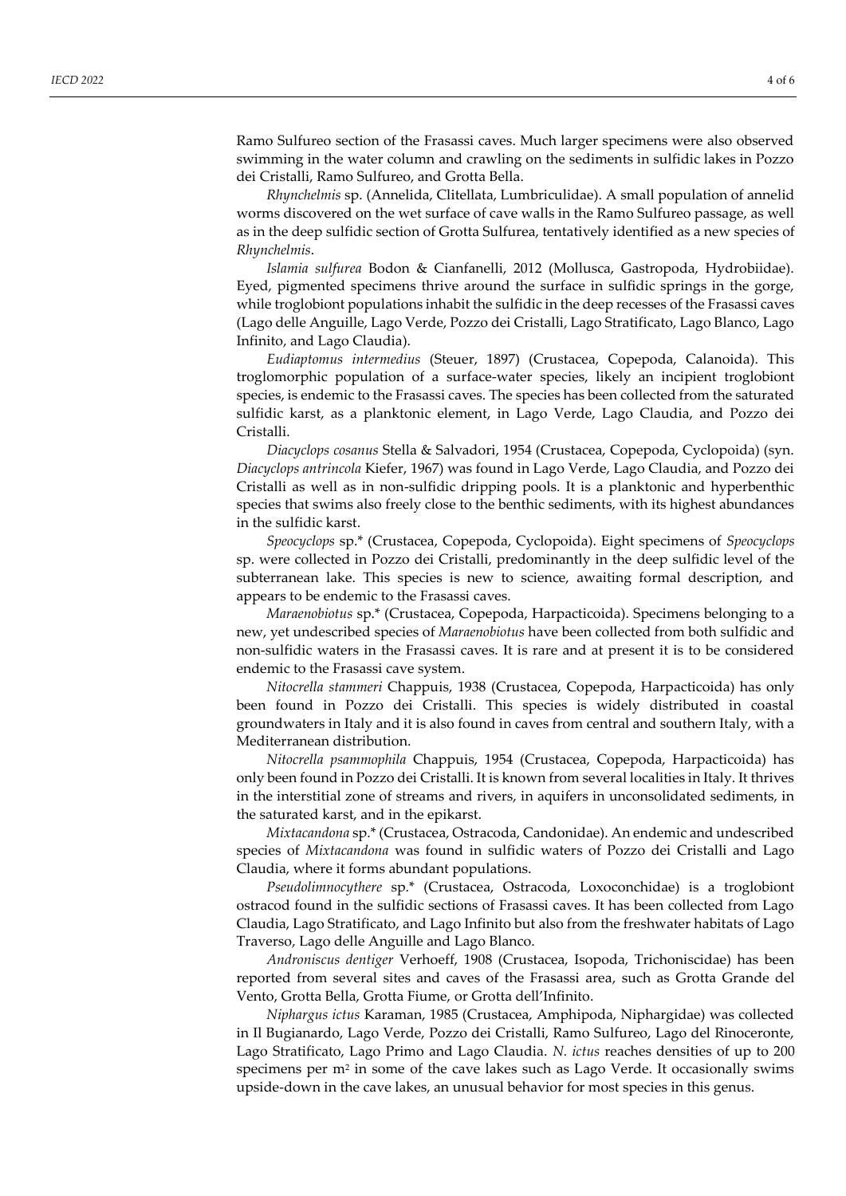Ramo Sulfureo section of the Frasassi caves. Much larger specimens were also observed swimming in the water column and crawling on the sediments in sulfidic lakes in Pozzo dei Cristalli, Ramo Sulfureo, and Grotta Bella.

*Rhynchelmis* sp. (Annelida, Clitellata, Lumbriculidae). A small population of annelid worms discovered on the wet surface of cave walls in the Ramo Sulfureo passage, as well as in the deep sulfidic section of Grotta Sulfurea, tentatively identified as a new species of *Rhynchelmis*.

*Islamia sulfurea* Bodon & Cianfanelli, 2012 (Mollusca, Gastropoda, Hydrobiidae). Eyed, pigmented specimens thrive around the surface in sulfidic springs in the gorge, while troglobiont populations inhabit the sulfidic in the deep recesses of the Frasassi caves (Lago delle Anguille, Lago Verde, Pozzo dei Cristalli, Lago Stratificato, Lago Blanco, Lago Infinito, and Lago Claudia).

*Eudiaptomus intermedius* (Steuer, 1897) (Crustacea, Copepoda, Calanoida). This troglomorphic population of a surface-water species, likely an incipient troglobiont species, is endemic to the Frasassi caves. The species has been collected from the saturated sulfidic karst, as a planktonic element, in Lago Verde, Lago Claudia, and Pozzo dei Cristalli.

*Diacyclops cosanus* Stella & Salvadori, 1954 (Crustacea, Copepoda, Cyclopoida) (syn. *Diacyclops antrincola* Kiefer, 1967) was found in Lago Verde, Lago Claudia, and Pozzo dei Cristalli as well as in non-sulfidic dripping pools. It is a planktonic and hyperbenthic species that swims also freely close to the benthic sediments, with its highest abundances in the sulfidic karst.

*Speocyclops* sp.* (Crustacea, Copepoda, Cyclopoida). Eight specimens of *Speocyclops* sp. were collected in Pozzo dei Cristalli, predominantly in the deep sulfidic level of the subterranean lake. This species is new to science, awaiting formal description, and appears to be endemic to the Frasassi caves.

*Maraenobiotus* sp.* (Crustacea, Copepoda, Harpacticoida). Specimens belonging to a new, yet undescribed species of *Maraenobiotus* have been collected from both sulfidic and non-sulfidic waters in the Frasassi caves. It is rare and at present it is to be considered endemic to the Frasassi cave system.

*Nitocrella stammeri* Chappuis, 1938 (Crustacea, Copepoda, Harpacticoida) has only been found in Pozzo dei Cristalli. This species is widely distributed in coastal groundwaters in Italy and it is also found in caves from central and southern Italy, with a Mediterranean distribution.

*Nitocrella psammophila* Chappuis, 1954 (Crustacea, Copepoda, Harpacticoida) has only been found in Pozzo dei Cristalli. It is known from several localities in Italy. It thrives in the interstitial zone of streams and rivers, in aquifers in unconsolidated sediments, in the saturated karst, and in the epikarst.

*Mixtacandona* sp.* (Crustacea, Ostracoda, Candonidae). An endemic and undescribed species of *Mixtacandona* was found in sulfidic waters of Pozzo dei Cristalli and Lago Claudia, where it forms abundant populations.

*Pseudolimnocythere* sp.* (Crustacea, Ostracoda, Loxoconchidae) is a troglobiont ostracod found in the sulfidic sections of Frasassi caves. It has been collected from Lago Claudia, Lago Stratificato, and Lago Infinito but also from the freshwater habitats of Lago Traverso, Lago delle Anguille and Lago Blanco.

*Androniscus dentiger* Verhoeff, 1908 (Crustacea, Isopoda, Trichoniscidae) has been reported from several sites and caves of the Frasassi area, such as Grotta Grande del Vento, Grotta Bella, Grotta Fiume, or Grotta dell'Infinito.

*Niphargus ictus* Karaman, 1985 (Crustacea, Amphipoda, Niphargidae) was collected in Il Bugianardo, Lago Verde, Pozzo dei Cristalli, Ramo Sulfureo, Lago del Rinoceronte, Lago Stratificato, Lago Primo and Lago Claudia. *N. ictus* reaches densities of up to 200 specimens per $m^2$ in some of the cave lakes such as Lago Verde. It occasionally swims upside-down in the cave lakes, an unusual behavior for most species in this genus.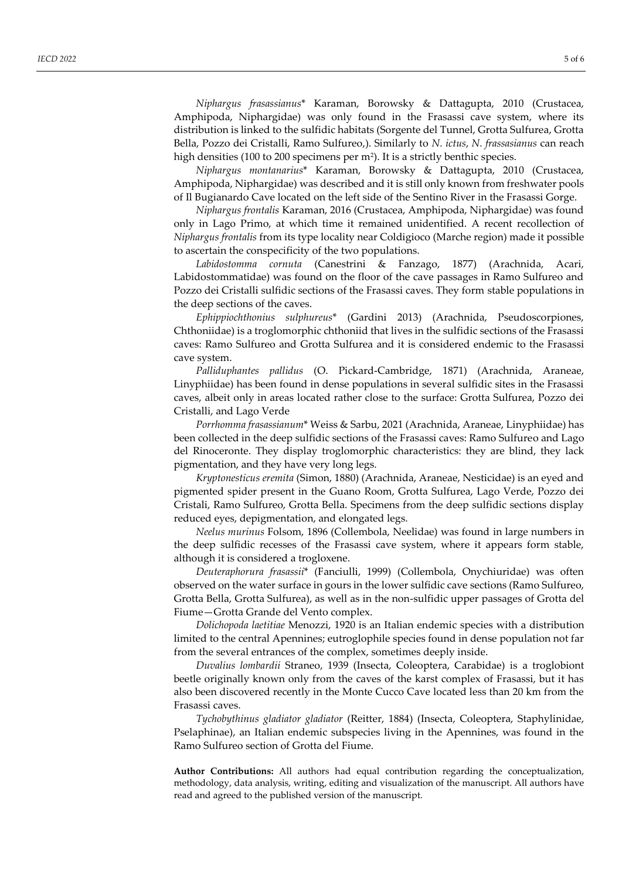*Niphargus frasassianus*\* Karaman, Borowsky & Dattagupta, 2010 (Crustacea, Amphipoda, Niphargidae) was only found in the Frasassi cave system, where its distribution is linked to the sulfidic habitats (Sorgente del Tunnel, Grotta Sulfurea, Grotta Bella, Pozzo dei Cristalli, Ramo Sulfureo,). Similarly to *N. ictus*, *N. frassasianus* can reach high densities (100 to 200 specimens per m$^2$). It is a strictly benthic species.

*Niphargus montanarius*\* Karaman, Borowsky & Dattagupta, 2010 (Crustacea, Amphipoda, Niphargidae) was described and it is still only known from freshwater pools of Il Bugianardo Cave located on the left side of the Sentino River in the Frasassi Gorge.

*Niphargus frontalis* Karaman, 2016 (Crustacea, Amphipoda, Niphargidae) was found only in Lago Primo, at which time it remained unidentified. A recent recollection of *Niphargus frontalis* from its type locality near Coldigioco (Marche region) made it possible to ascertain the conspecificity of the two populations.

*Labidostomma cornuta* (Canestrini & Fanzago, 1877) (Arachnida, Acari, Labidostommatidae) was found on the floor of the cave passages in Ramo Sulfureo and Pozzo dei Cristalli sulfidic sections of the Frasassi caves. They form stable populations in the deep sections of the caves.

*Ephippiochthonius sulphureus*\* (Gardini 2013) (Arachnida, Pseudoscorpiones, Chthoniidae) is a troglomorphic chthoniid that lives in the sulfidic sections of the Frasassi caves: Ramo Sulfureo and Grotta Sulfurea and it is considered endemic to the Frasassi cave system.

*Palliduphantes pallidus* (O. Pickard-Cambridge, 1871) (Arachnida, Araneae, Linyphiidae) has been found in dense populations in several sulfidic sites in the Frasassi caves, albeit only in areas located rather close to the surface: Grotta Sulfurea, Pozzo dei Cristalli, and Lago Verde

*Porrhomma frasassianum*\* Weiss & Sarbu, 2021 (Arachnida, Araneae, Linyphiidae) has been collected in the deep sulfidic sections of the Frasassi caves: Ramo Sulfureo and Lago del Rinoceronte. They display troglomorphic characteristics: they are blind, they lack pigmentation, and they have very long legs.

*Kryptonesticus eremita* (Simon, 1880) (Arachnida, Araneae, Nesticidae) is an eyed and pigmented spider present in the Guano Room, Grotta Sulfurea, Lago Verde, Pozzo dei Cristali, Ramo Sulfureo, Grotta Bella. Specimens from the deep sulfidic sections display reduced eyes, depigmentation, and elongated legs.

*Neelus murinus* Folsom, 1896 (Collembola, Neelidae) was found in large numbers in the deep sulfidic recesses of the Frasassi cave system, where it appears form stable, although it is considered a trogloxene.

*Deuteraphorura frasassii*\* (Fanciulli, 1999) (Collembola, Onychiuridae) was often observed on the water surface in gours in the lower sulfidic cave sections (Ramo Sulfureo, Grotta Bella, Grotta Sulfurea), as well as in the non-sulfidic upper passages of Grotta del Fiume—Grotta Grande del Vento complex.

*Dolichopoda laetitiae* Menozzi, 1920 is an Italian endemic species with a distribution limited to the central Apennines; eutroglophile species found in dense population not far from the several entrances of the complex, sometimes deeply inside.

*Duvalius lombardii* Straneo, 1939 (Insecta, Coleoptera, Carabidae) is a troglobiont beetle originally known only from the caves of the karst complex of Frasassi, but it has also been discovered recently in the Monte Cucco Cave located less than 20 km from the Frasassi caves.

*Tychobythinus gladiator gladiator* (Reitter, 1884) (Insecta, Coleoptera, Staphylinidae, Pselaphinae), an Italian endemic subspecies living in the Apennines, was found in the Ramo Sulfureo section of Grotta del Fiume.

**Author Contributions:** All authors had equal contribution regarding the conceptualization, methodology, data analysis, writing, editing and visualization of the manuscript. All authors have read and agreed to the published version of the manuscript.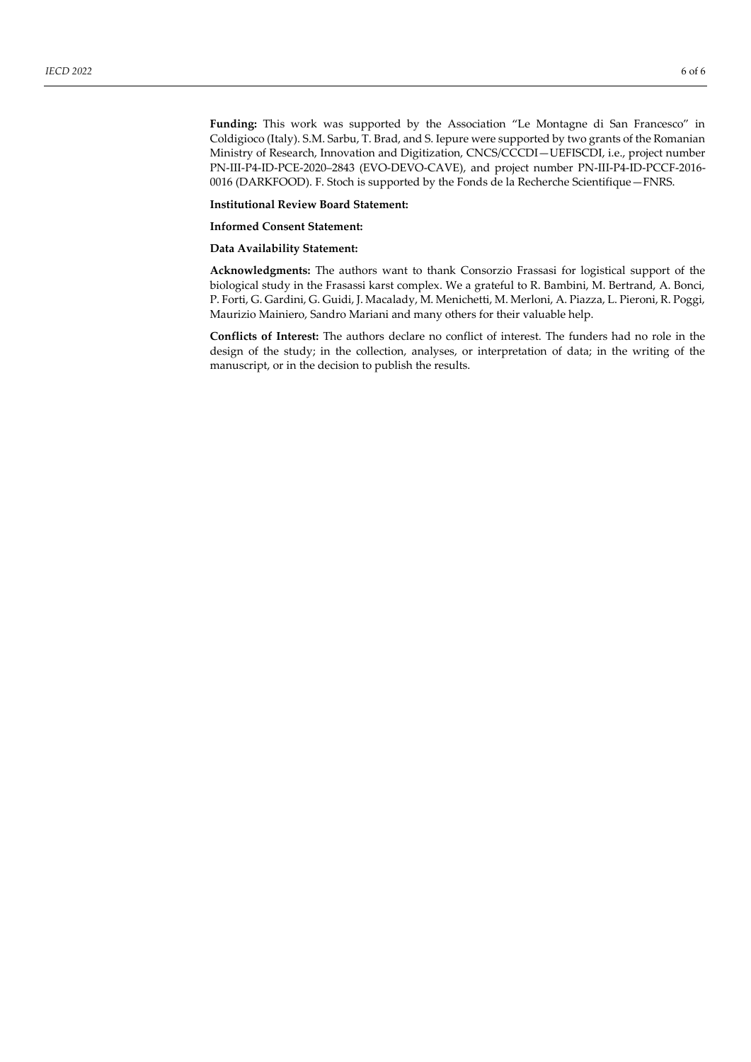**Funding:** This work was supported by the Association "Le Montagne di San Francesco" in Coldigioco (Italy). S.M. Sarbu, T. Brad, and S. Iepure were supported by two grants of the Romanian Ministry of Research, Innovation and Digitization, CNCS/CCCDI—UEFISCDI, i.e., project number PN-III-P4-ID-PCE-2020–2843 (EVO-DEVO-CAVE), and project number PN-III-P4-ID-PCCF-2016-0016 (DARKFOOD). F. Stoch is supported by the Fonds de la Recherche Scientifique—FNRS.

**Institutional Review Board Statement:**

**Informed Consent Statement:**

**Data Availability Statement:**

**Acknowledgments:** The authors want to thank Consorzio Frassasi for logistical support of the biological study in the Frasassi karst complex. We a grateful to R. Bambini, M. Bertrand, A. Bonci, P. Forti, G. Gardini, G. Guidi, J. Macalady, M. Menichetti, M. Merloni, A. Piazza, L. Pieroni, R. Poggi, Maurizio Mainiero, Sandro Mariani and many others for their valuable help.

**Conflicts of Interest:** The authors declare no conflict of interest. The funders had no role in the design of the study; in the collection, analyses, or interpretation of data; in the writing of the manuscript, or in the decision to publish the results.